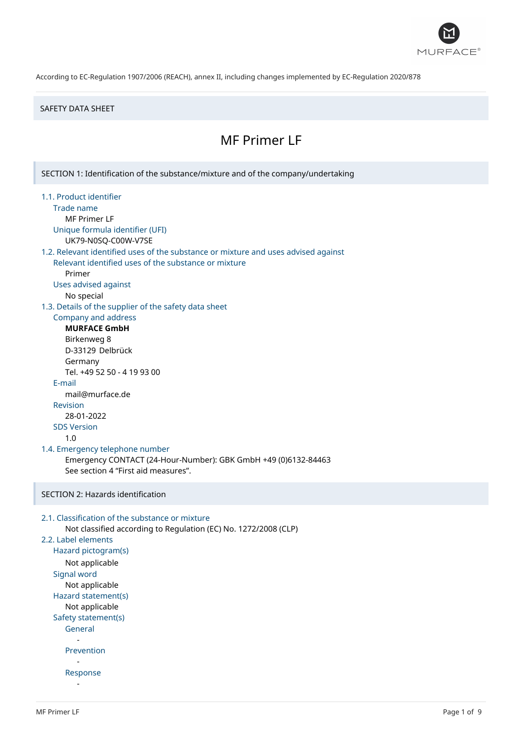According to EC-Regulation 1907/2006 (REACH), annex II, including changes implemented by EC-Regulation 2020/878

SAFETY DATA SHEET

# MF Primer LF

## SECTION 1: Identification of the substance/mixture and of the company/undertaking

### 1.1. Product identifier

Trade name

MF Primer LF

Unique formula identifier (UFI)

UK79-N0SQ-C00W-V7SE

### 1.2. Relevant identified uses of the substance or mixture and uses advised against

Relevant identified uses of the substance or mixture

Primer

Uses advised against

No special

### 1.3. Details of the supplier of the safety data sheet

Company and address

**MURFACE GmbH**
Birkenweg 8
D-33129 Delbrück
Germany
Tel. +49 52 50 - 4 19 93 00

E-mail

mail@murface.de

Revision

28-01-2022

SDS Version

1.0

### 1.4. Emergency telephone number

Emergency CONTACT (24-Hour-Number): GBK GmbH +49 (0)6132-84463
See section 4 "First aid measures".

## SECTION 2: Hazards identification

### 2.1. Classification of the substance or mixture

Not classified according to Regulation (EC) No. 1272/2008 (CLP)

### 2.2. Label elements

Hazard pictogram(s)

Not applicable

Signal word

Not applicable

Hazard statement(s)

Not applicable

Safety statement(s)

General

-

Prevention

-

Response

-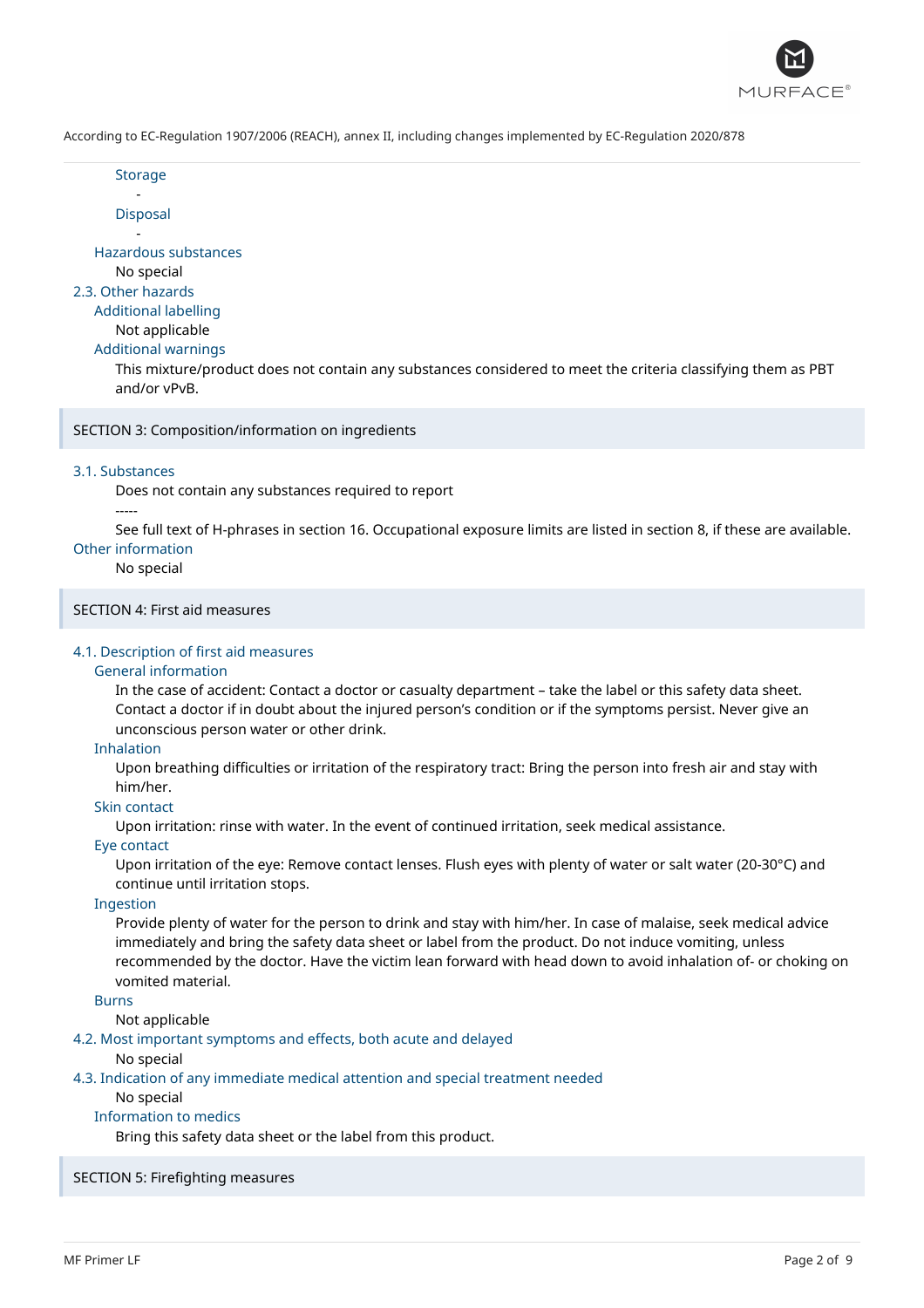Storage

-

Disposal

-

Hazardous substances

No special

### 2.3. Other hazards

Additional labelling

Not applicable

Additional warnings

This mixture/product does not contain any substances considered to meet the criteria classifying them as PBT and/or vPvB.

## SECTION 3: Composition/information on ingredients

### 3.1. Substances

Does not contain any substances required to report

-----

See full text of H-phrases in section 16. Occupational exposure limits are listed in section 8, if these are available.

Other information

No special

## SECTION 4: First aid measures

### 4.1. Description of first aid measures

General information

In the case of accident: Contact a doctor or casualty department – take the label or this safety data sheet. Contact a doctor if in doubt about the injured person's condition or if the symptoms persist. Never give an unconscious person water or other drink.

Inhalation

Upon breathing difficulties or irritation of the respiratory tract: Bring the person into fresh air and stay with him/her.

Skin contact

Upon irritation: rinse with water. In the event of continued irritation, seek medical assistance.

Eye contact

Upon irritation of the eye: Remove contact lenses. Flush eyes with plenty of water or salt water (20-30°C) and continue until irritation stops.

Ingestion

Provide plenty of water for the person to drink and stay with him/her. In case of malaise, seek medical advice immediately and bring the safety data sheet or label from the product. Do not induce vomiting, unless recommended by the doctor. Have the victim lean forward with head down to avoid inhalation of- or choking on vomited material.

Burns

Not applicable

### 4.2. Most important symptoms and effects, both acute and delayed

No special

### 4.3. Indication of any immediate medical attention and special treatment needed

No special

Information to medics

Bring this safety data sheet or the label from this product.

## SECTION 5: Firefighting measures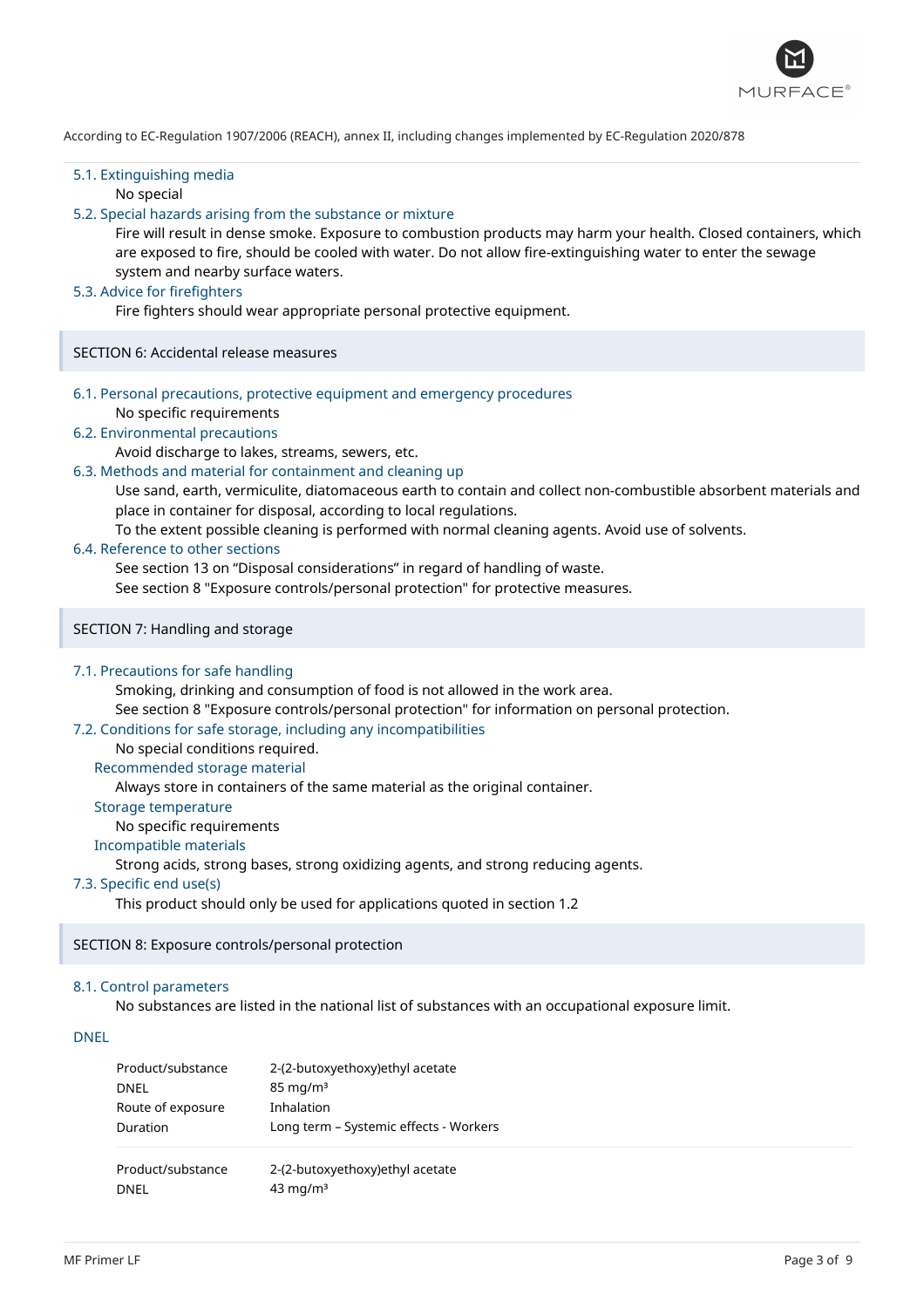According to EC-Regulation 1907/2006 (REACH), annex II, including changes implemented by EC-Regulation 2020/878

### 5.1. Extinguishing media

No special

### 5.2. Special hazards arising from the substance or mixture

Fire will result in dense smoke. Exposure to combustion products may harm your health. Closed containers, which are exposed to fire, should be cooled with water. Do not allow fire-extinguishing water to enter the sewage system and nearby surface waters.

### 5.3. Advice for firefighters

Fire fighters should wear appropriate personal protective equipment.

## SECTION 6: Accidental release measures

### 6.1. Personal precautions, protective equipment and emergency procedures

No specific requirements

### 6.2. Environmental precautions

Avoid discharge to lakes, streams, sewers, etc.

### 6.3. Methods and material for containment and cleaning up

Use sand, earth, vermiculite, diatomaceous earth to contain and collect non-combustible absorbent materials and place in container for disposal, according to local regulations.

To the extent possible cleaning is performed with normal cleaning agents. Avoid use of solvents.

### 6.4. Reference to other sections

See section 13 on “Disposal considerations” in regard of handling of waste.

See section 8 "Exposure controls/personal protection" for protective measures.

## SECTION 7: Handling and storage

### 7.1. Precautions for safe handling

Smoking, drinking and consumption of food is not allowed in the work area.

See section 8 "Exposure controls/personal protection" for information on personal protection.

### 7.2. Conditions for safe storage, including any incompatibilities

No special conditions required.

#### Recommended storage material

Always store in containers of the same material as the original container.

#### Storage temperature

No specific requirements

#### Incompatible materials

Strong acids, strong bases, strong oxidizing agents, and strong reducing agents.

### 7.3. Specific end use(s)

This product should only be used for applications quoted in section 1.2

## SECTION 8: Exposure controls/personal protection

### 8.1. Control parameters

No substances are listed in the national list of substances with an occupational exposure limit.

#### DNEL

| | |
|---|---|
| Product/substance | 2-(2-butoxyethoxy)ethyl acetate |
| DNEL | 85 mg/m³ |
| Route of exposure | Inhalation |
| Duration | Long term – Systemic effects - Workers |

| | |
|---|---|
| Product/substance | 2-(2-butoxyethoxy)ethyl acetate |
| DNEL | 43 mg/m³ |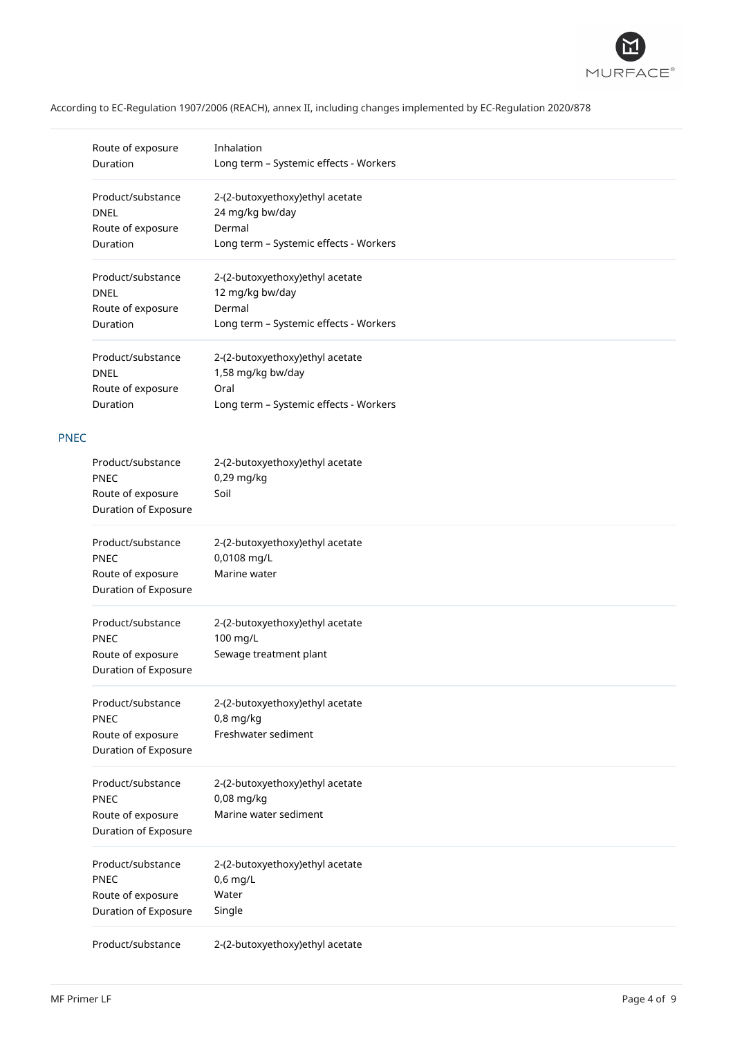| | |
|---|---|
| Route of exposure | Inhalation |
| Duration | Long term – Systemic effects - Workers |

| | |
|---|---|
| Product/substance | 2-(2-butoxyethoxy)ethyl acetate |
| DNEL | 24 mg/kg bw/day |
| Route of exposure | Dermal |
| Duration | Long term – Systemic effects - Workers |

| | |
|---|---|
| Product/substance | 2-(2-butoxyethoxy)ethyl acetate |
| DNEL | 12 mg/kg bw/day |
| Route of exposure | Dermal |
| Duration | Long term – Systemic effects - Workers |

| | |
|---|---|
| Product/substance | 2-(2-butoxyethoxy)ethyl acetate |
| DNEL | 1,58 mg/kg bw/day |
| Route of exposure | Oral |
| Duration | Long term – Systemic effects - Workers |

### PNEC

| | |
|---|---|
| Product/substance | 2-(2-butoxyethoxy)ethyl acetate |
| PNEC | 0,29 mg/kg |
| Route of exposure | Soil |
| Duration of Exposure | |

| | |
|---|---|
| Product/substance | 2-(2-butoxyethoxy)ethyl acetate |
| PNEC | 0,0108 mg/L |
| Route of exposure | Marine water |
| Duration of Exposure | |

| | |
|---|---|
| Product/substance | 2-(2-butoxyethoxy)ethyl acetate |
| PNEC | 100 mg/L |
| Route of exposure | Sewage treatment plant |
| Duration of Exposure | |

| | |
|---|---|
| Product/substance | 2-(2-butoxyethoxy)ethyl acetate |
| PNEC | 0,8 mg/kg |
| Route of exposure | Freshwater sediment |
| Duration of Exposure | |

| | |
|---|---|
| Product/substance | 2-(2-butoxyethoxy)ethyl acetate |
| PNEC | 0,08 mg/kg |
| Route of exposure | Marine water sediment |
| Duration of Exposure | |

| | |
|---|---|
| Product/substance | 2-(2-butoxyethoxy)ethyl acetate |
| PNEC | 0,6 mg/L |
| Route of exposure | Water |
| Duration of Exposure | Single |

| | |
|---|---|
| Product/substance | 2-(2-butoxyethoxy)ethyl acetate |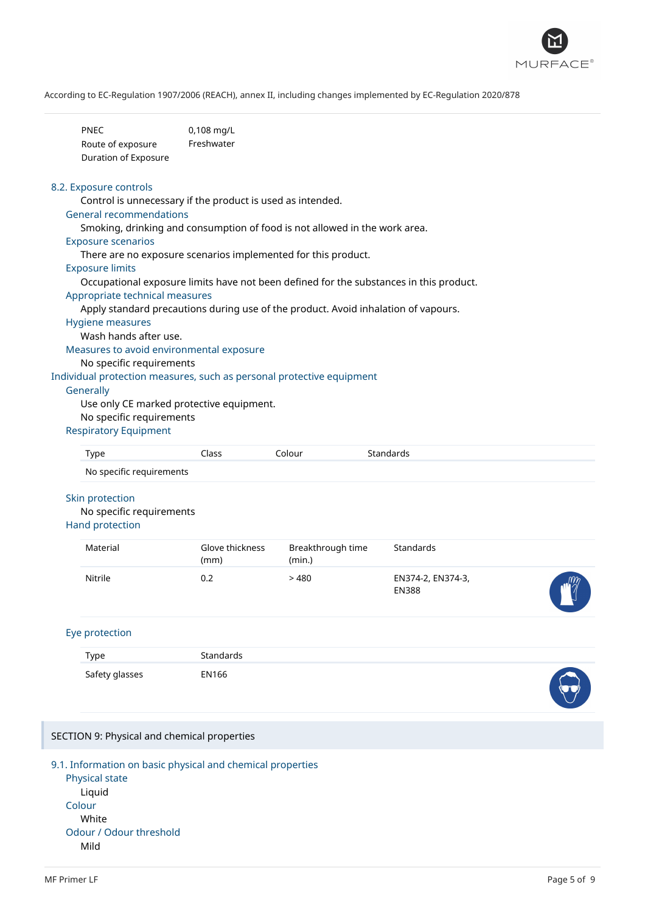| | |
|---|---|
| PNEC | 0,108 mg/L |
| Route of exposure | Freshwater |
| Duration of Exposure | |

## 8.2. Exposure controls

Control is unnecessary if the product is used as intended.

### General recommendations

Smoking, drinking and consumption of food is not allowed in the work area.

### Exposure scenarios

There are no exposure scenarios implemented for this product.

### Exposure limits

Occupational exposure limits have not been defined for the substances in this product.

### Appropriate technical measures

Apply standard precautions during use of the product. Avoid inhalation of vapours.

### Hygiene measures

Wash hands after use.

### Measures to avoid environmental exposure

No specific requirements

## Individual protection measures, such as personal protective equipment

### Generally

Use only CE marked protective equipment.

No specific requirements

### Respiratory Equipment

| Type | Class | Colour | Standards |
|---|---|---|---|
| No specific requirements | | | |

### Skin protection

No specific requirements

### Hand protection

| Material | Glove thickness (mm) | Breakthrough time (min.) | Standards |
|---|---|---|---|
| Nitrile | 0.2 | > 480 | EN374-2, EN374-3, EN388 |

### Eye protection

| Type | Standards |
|---|---|
| Safety glasses | EN166 |

# SECTION 9: Physical and chemical properties

## 9.1. Information on basic physical and chemical properties

### Physical state

Liquid

### Colour

White

### Odour / Odour threshold

Mild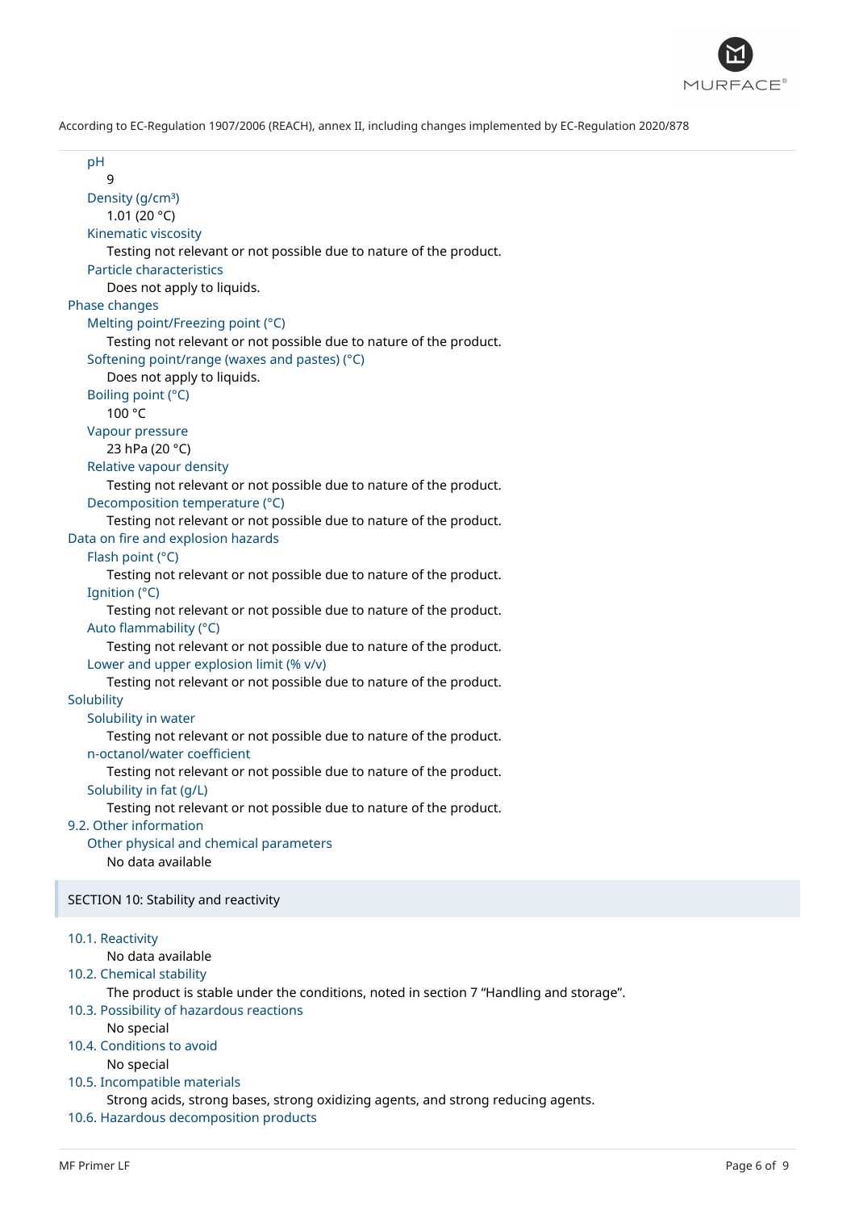pH

9

Density (g/cm³)

1.01 (20 °C)

Kinematic viscosity

Testing not relevant or not possible due to nature of the product.

Particle characteristics

Does not apply to liquids.

Phase changes

Melting point/Freezing point (°C)

Testing not relevant or not possible due to nature of the product.

Softening point/range (waxes and pastes) (°C)

Does not apply to liquids.

Boiling point (°C)

100 °C

Vapour pressure

23 hPa (20 °C)

Relative vapour density

Testing not relevant or not possible due to nature of the product.

Decomposition temperature (°C)

Testing not relevant or not possible due to nature of the product.

Data on fire and explosion hazards

Flash point (°C)

Testing not relevant or not possible due to nature of the product.

Ignition (°C)

Testing not relevant or not possible due to nature of the product.

Auto flammability (°C)

Testing not relevant or not possible due to nature of the product.

Lower and upper explosion limit (% v/v)

Testing not relevant or not possible due to nature of the product.

Solubility

Solubility in water

Testing not relevant or not possible due to nature of the product.

n-octanol/water coefficient

Testing not relevant or not possible due to nature of the product.

Solubility in fat (g/L)

Testing not relevant or not possible due to nature of the product.

9.2. Other information

Other physical and chemical parameters

No data available

## SECTION 10: Stability and reactivity

10.1. Reactivity

No data available

10.2. Chemical stability

The product is stable under the conditions, noted in section 7 “Handling and storage”.

10.3. Possibility of hazardous reactions

No special

10.4. Conditions to avoid

No special

10.5. Incompatible materials

Strong acids, strong bases, strong oxidizing agents, and strong reducing agents.

10.6. Hazardous decomposition products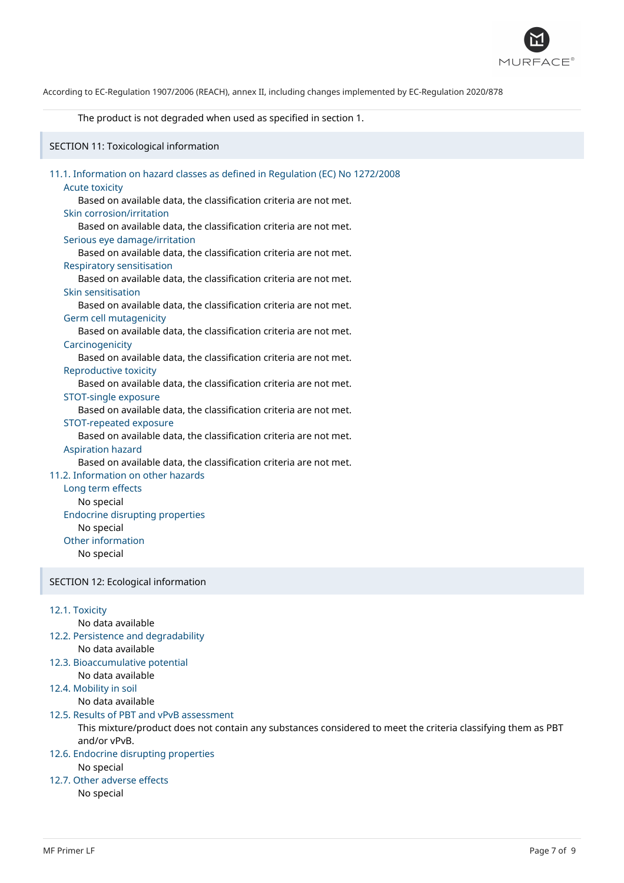The product is not degraded when used as specified in section 1.

## SECTION 11: Toxicological information

### 11.1. Information on hazard classes as defined in Regulation (EC) No 1272/2008

**Acute toxicity**

Based on available data, the classification criteria are not met.

**Skin corrosion/irritation**

Based on available data, the classification criteria are not met.

**Serious eye damage/irritation**

Based on available data, the classification criteria are not met.

**Respiratory sensitisation**

Based on available data, the classification criteria are not met.

**Skin sensitisation**

Based on available data, the classification criteria are not met.

**Germ cell mutagenicity**

Based on available data, the classification criteria are not met.

**Carcinogenicity**

Based on available data, the classification criteria are not met.

**Reproductive toxicity**

Based on available data, the classification criteria are not met.

**STOT-single exposure**

Based on available data, the classification criteria are not met.

**STOT-repeated exposure**

Based on available data, the classification criteria are not met.

**Aspiration hazard**

Based on available data, the classification criteria are not met.

### 11.2. Information on other hazards

**Long term effects**

No special

**Endocrine disrupting properties**

No special

**Other information**

No special

## SECTION 12: Ecological information

### 12.1. Toxicity

No data available

### 12.2. Persistence and degradability

No data available

### 12.3. Bioaccumulative potential

No data available

### 12.4. Mobility in soil

No data available

### 12.5. Results of PBT and vPvB assessment

This mixture/product does not contain any substances considered to meet the criteria classifying them as PBT and/or vPvB.

### 12.6. Endocrine disrupting properties

No special

### 12.7. Other adverse effects

No special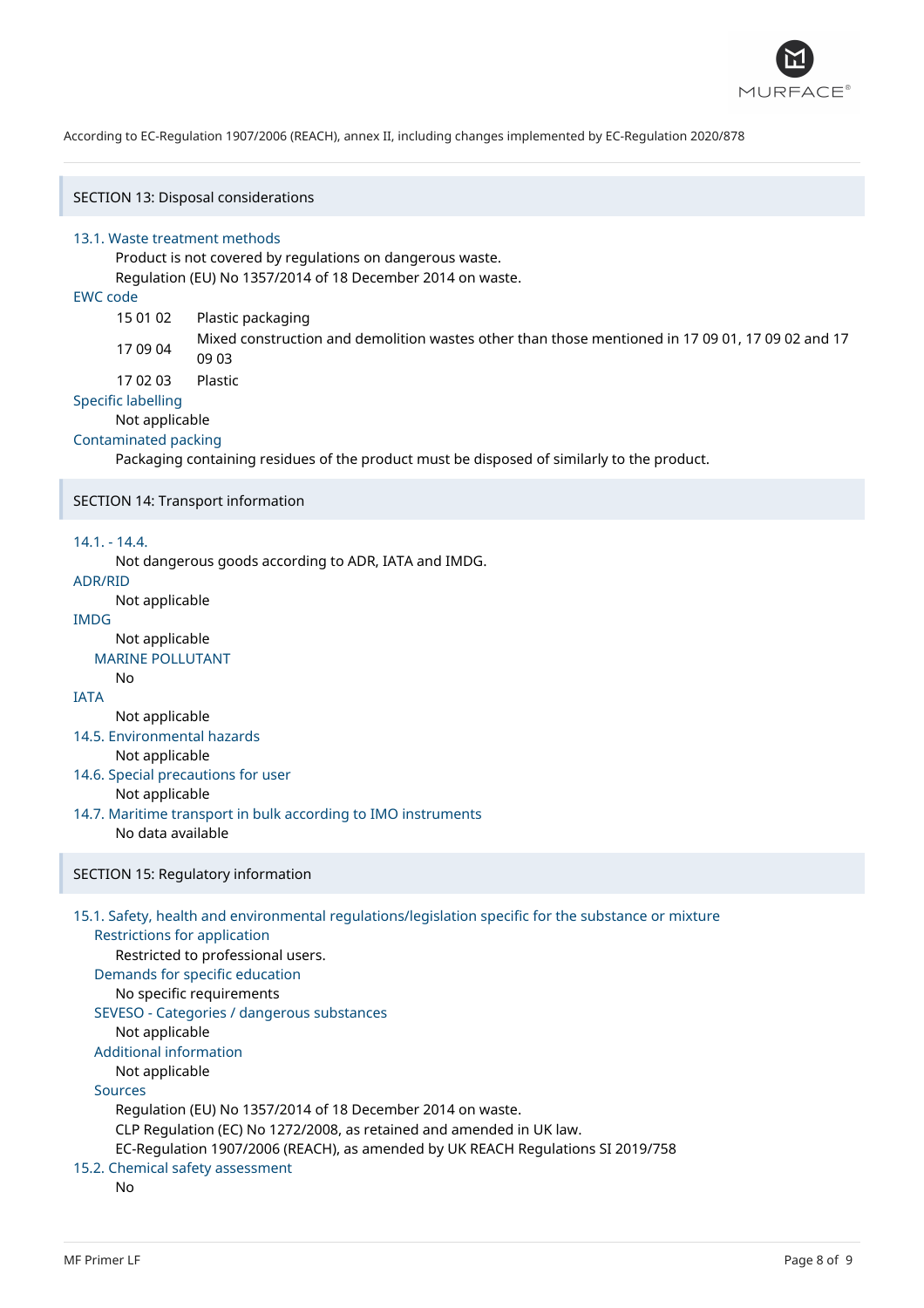According to EC-Regulation 1907/2006 (REACH), annex II, including changes implemented by EC-Regulation 2020/878

## SECTION 13: Disposal considerations

### 13.1. Waste treatment methods

Product is not covered by regulations on dangerous waste.

Regulation (EU) No 1357/2014 of 18 December 2014 on waste.

**EWC code**

| | |
|---|---|
| 15 01 02 | Plastic packaging |
| 17 09 04 | Mixed construction and demolition wastes other than those mentioned in 17 09 01, 17 09 02 and 17 09 03 |
| 17 02 03 | Plastic |

**Specific labelling**

Not applicable

**Contaminated packing**

Packaging containing residues of the product must be disposed of similarly to the product.

## SECTION 14: Transport information

### 14.1. - 14.4.

Not dangerous goods according to ADR, IATA and IMDG.

**ADR/RID**

Not applicable

**IMDG**

Not applicable

**MARINE POLLUTANT**

No

**IATA**

Not applicable

### 14.5. Environmental hazards

Not applicable

### 14.6. Special precautions for user

Not applicable

### 14.7. Maritime transport in bulk according to IMO instruments

No data available

## SECTION 15: Regulatory information

### 15.1. Safety, health and environmental regulations/legislation specific for the substance or mixture

**Restrictions for application**

Restricted to professional users.

**Demands for specific education**

No specific requirements

**SEVESO - Categories / dangerous substances**

Not applicable

**Additional information**

Not applicable

**Sources**

Regulation (EU) No 1357/2014 of 18 December 2014 on waste.

CLP Regulation (EC) No 1272/2008, as retained and amended in UK law.

EC-Regulation 1907/2006 (REACH), as amended by UK REACH Regulations SI 2019/758

### 15.2. Chemical safety assessment

No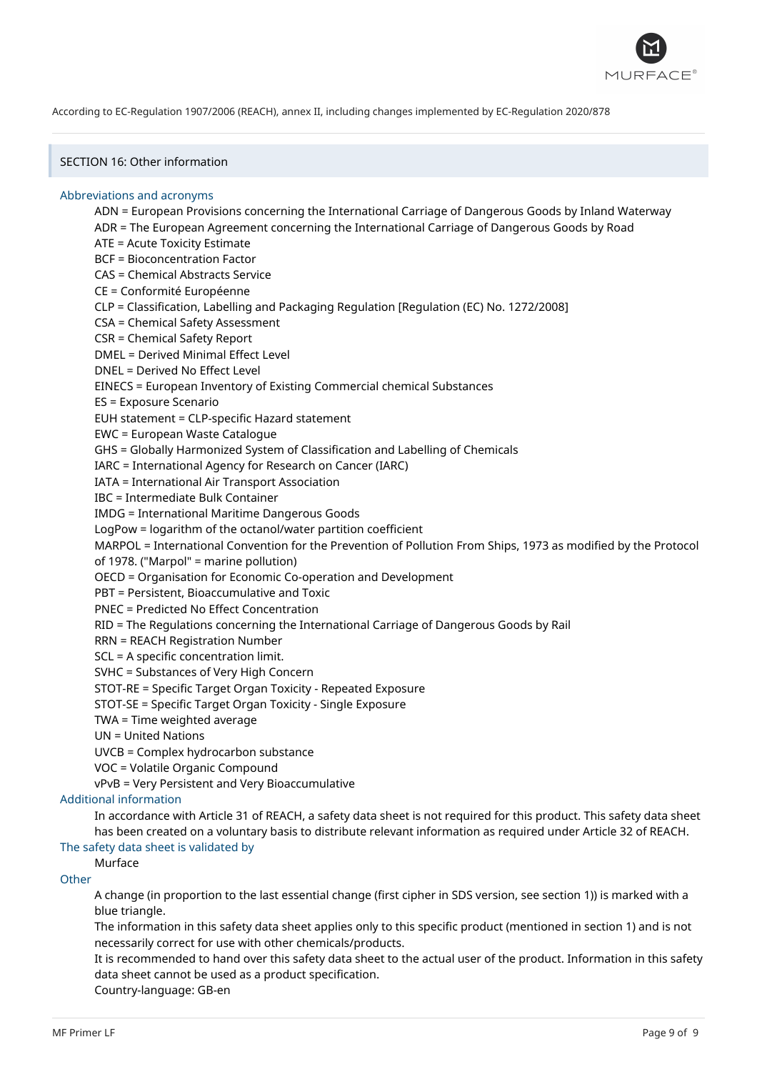According to EC-Regulation 1907/2006 (REACH), annex II, including changes implemented by EC-Regulation 2020/878

## SECTION 16: Other information

### Abbreviations and acronyms

ADN = European Provisions concerning the International Carriage of Dangerous Goods by Inland Waterway
ADR = The European Agreement concerning the International Carriage of Dangerous Goods by Road
ATE = Acute Toxicity Estimate
BCF = Bioconcentration Factor
CAS = Chemical Abstracts Service
CE = Conformité Européenne
CLP = Classification, Labelling and Packaging Regulation [Regulation (EC) No. 1272/2008]
CSA = Chemical Safety Assessment
CSR = Chemical Safety Report
DMEL = Derived Minimal Effect Level
DNEL = Derived No Effect Level
EINECS = European Inventory of Existing Commercial chemical Substances
ES = Exposure Scenario
EUH statement = CLP-specific Hazard statement
EWC = European Waste Catalogue
GHS = Globally Harmonized System of Classification and Labelling of Chemicals
IARC = International Agency for Research on Cancer (IARC)
IATA = International Air Transport Association
IBC = Intermediate Bulk Container
IMDG = International Maritime Dangerous Goods
LogPow = logarithm of the octanol/water partition coefficient
MARPOL = International Convention for the Prevention of Pollution From Ships, 1973 as modified by the Protocol of 1978. ("Marpol" = marine pollution)
OECD = Organisation for Economic Co-operation and Development
PBT = Persistent, Bioaccumulative and Toxic
PNEC = Predicted No Effect Concentration
RID = The Regulations concerning the International Carriage of Dangerous Goods by Rail
RRN = REACH Registration Number
SCL = A specific concentration limit.
SVHC = Substances of Very High Concern
STOT-RE = Specific Target Organ Toxicity - Repeated Exposure
STOT-SE = Specific Target Organ Toxicity - Single Exposure
TWA = Time weighted average
UN = United Nations
UVCB = Complex hydrocarbon substance
VOC = Volatile Organic Compound
vPvB = Very Persistent and Very Bioaccumulative

### Additional information

In accordance with Article 31 of REACH, a safety data sheet is not required for this product. This safety data sheet has been created on a voluntary basis to distribute relevant information as required under Article 32 of REACH.

### The safety data sheet is validated by

Murface

### Other

A change (in proportion to the last essential change (first cipher in SDS version, see section 1)) is marked with a blue triangle.
The information in this safety data sheet applies only to this specific product (mentioned in section 1) and is not necessarily correct for use with other chemicals/products.
It is recommended to hand over this safety data sheet to the actual user of the product. Information in this safety data sheet cannot be used as a product specification.
Country-language: GB-en